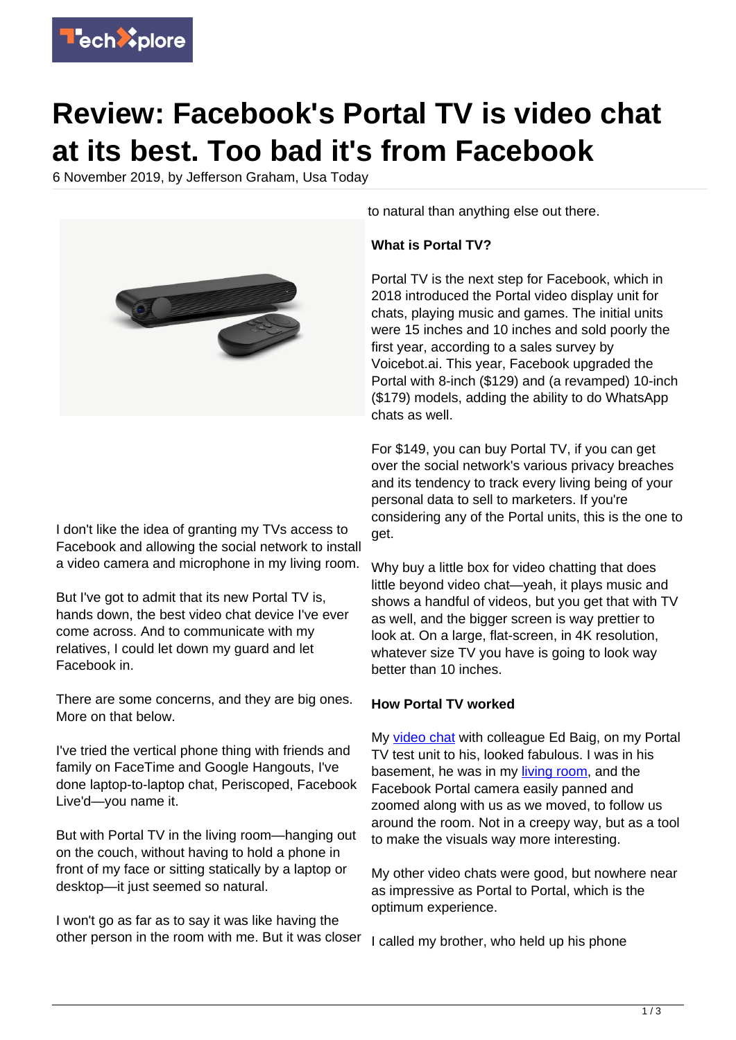# Review: Facebook's Portal TV is video chat at its best. Too bad it's from Facebook

6 November 2019, by Jefferson Graham, Usa Today

I don't like the idea of granting my TVs access to Facebook and allowing the social network to install a video camera and microphone in my living room.

But I've got to admit that its new Portal TV is, hands down, the best video chat device I've ever come across. And to communicate with my relatives, I could let down my guard and let Facebook in.

There are some concerns, and they are big ones. More on that below.

I've tried the vertical phone thing with friends and family on FaceTime and Google Hangouts, I've done laptop-to-laptop chat, Periscoped, Facebook Live'd—you name it.

But with Portal TV in the living room—hanging out on the couch, without having to hold a phone in front of my face or sitting statically by a laptop or desktop—it just seemed so natural.

I won't go as far as to say it was like having the other person in the room with me. But it was closer to natural than anything else out there.

**What is Portal TV?**

Portal TV is the next step for Facebook, which in 2018 introduced the Portal video display unit for chats, playing music and games. The initial units were 15 inches and 10 inches and sold poorly the first year, according to a sales survey by Voicebot.ai. This year, Facebook upgraded the Portal with 8-inch ($129) and (a revamped) 10-inch ($179) models, adding the ability to do WhatsApp chats as well.

For $149, you can buy Portal TV, if you can get over the social network's various privacy breaches and its tendency to track every living being of your personal data to sell to marketers. If you're considering any of the Portal units, this is the one to get.

Why buy a little box for video chatting that does little beyond video chat—yeah, it plays music and shows a handful of videos, but you get that with TV as well, and the bigger screen is way prettier to look at. On a large, flat-screen, in 4K resolution, whatever size TV you have is going to look way better than 10 inches.

**How Portal TV worked**

My video chat with colleague Ed Baig, on my Portal TV test unit to his, looked fabulous. I was in his basement, he was in my living room, and the Facebook Portal camera easily panned and zoomed along with us as we moved, to follow us around the room. Not in a creepy way, but as a tool to make the visuals way more interesting.

My other video chats were good, but nowhere near as impressive as Portal to Portal, which is the optimum experience.

I called my brother, who held up his phone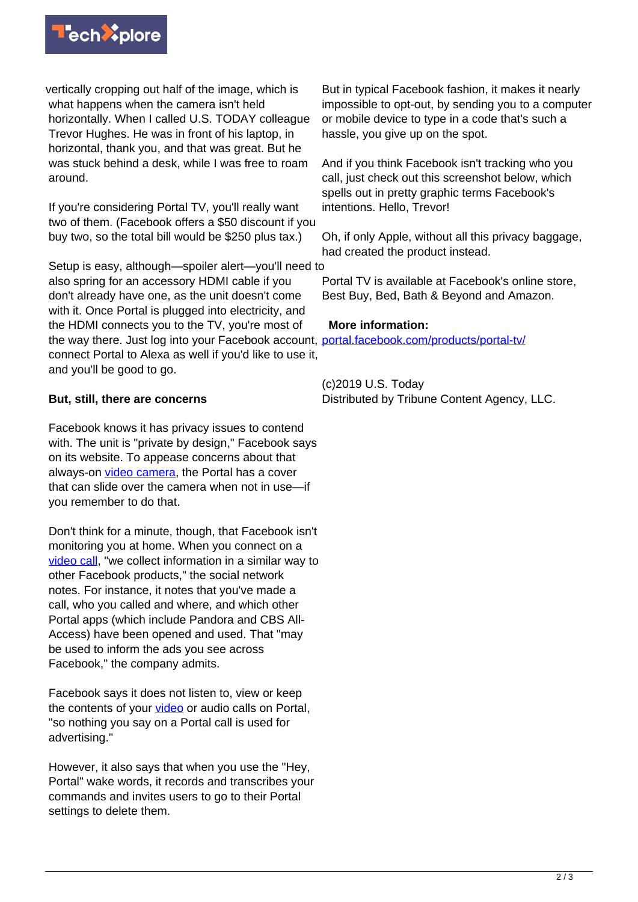vertically cropping out half of the image, which is what happens when the camera isn't held horizontally. When I called U.S. TODAY colleague Trevor Hughes. He was in front of his laptop, in horizontal, thank you, and that was great. But he was stuck behind a desk, while I was free to roam around.

If you're considering Portal TV, you'll really want two of them. (Facebook offers a $50 discount if you buy two, so the total bill would be $250 plus tax.)

Setup is easy, although—spoiler alert—you'll need to also spring for an accessory HDMI cable if you don't already have one, as the unit doesn't come with it. Once Portal is plugged into electricity, and the HDMI connects you to the TV, you're most of the way there. Just log into your Facebook account, connect Portal to Alexa as well if you'd like to use it, and you'll be good to go.

**But, still, there are concerns**

Facebook knows it has privacy issues to contend with. The unit is "private by design," Facebook says on its website. To appease concerns about that always-on video camera, the Portal has a cover that can slide over the camera when not in use—if you remember to do that.

Don't think for a minute, though, that Facebook isn't monitoring you at home. When you connect on a video call, "we collect information in a similar way to other Facebook products," the social network notes. For instance, it notes that you've made a call, who you called and where, and which other Portal apps (which include Pandora and CBS All-Access) have been opened and used. That "may be used to inform the ads you see across Facebook," the company admits.

Facebook says it does not listen to, view or keep the contents of your video or audio calls on Portal, "so nothing you say on a Portal call is used for advertising."

However, it also says that when you use the "Hey, Portal" wake words, it records and transcribes your commands and invites users to go to their Portal settings to delete them.

But in typical Facebook fashion, it makes it nearly impossible to opt-out, by sending you to a computer or mobile device to type in a code that's such a hassle, you give up on the spot.

And if you think Facebook isn't tracking who you call, just check out this screenshot below, which spells out in pretty graphic terms Facebook's intentions. Hello, Trevor!

Oh, if only Apple, without all this privacy baggage, had created the product instead.

Portal TV is available at Facebook's online store, Best Buy, Bed, Bath & Beyond and Amazon.

**More information:** portal.facebook.com/products/portal-tv/

(c)2019 U.S. Today
Distributed by Tribune Content Agency, LLC.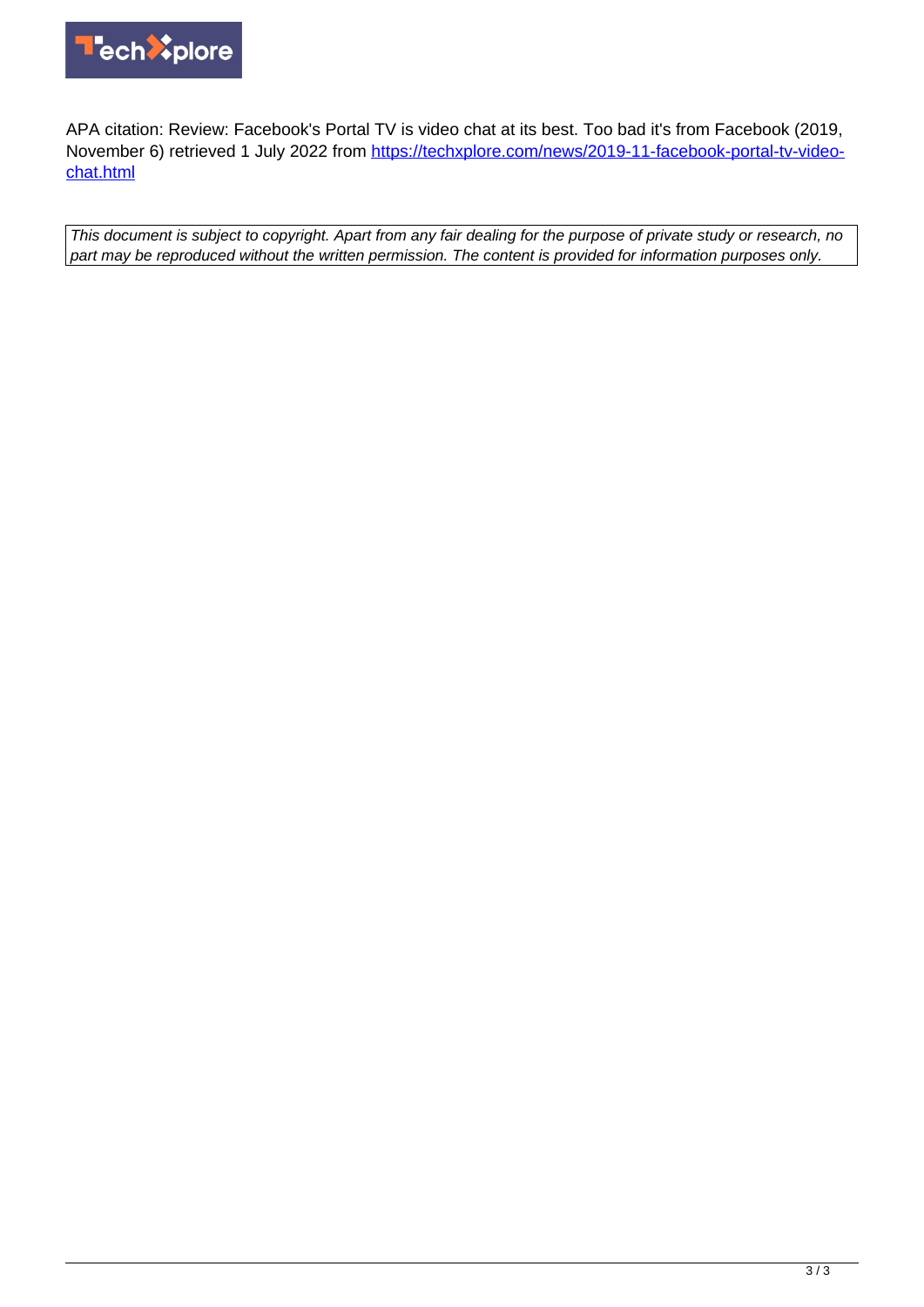APA citation: Review: Facebook's Portal TV is video chat at its best. Too bad it's from Facebook (2019, November 6) retrieved 1 July 2022 from [https://techxplore.com/news/2019-11-facebook-portal-tv-video-chat.html](https://techxplore.com/news/2019-11-facebook-portal-tv-video-chat.html)

*This document is subject to copyright. Apart from any fair dealing for the purpose of private study or research, no part may be reproduced without the written permission. The content is provided for information purposes only.*